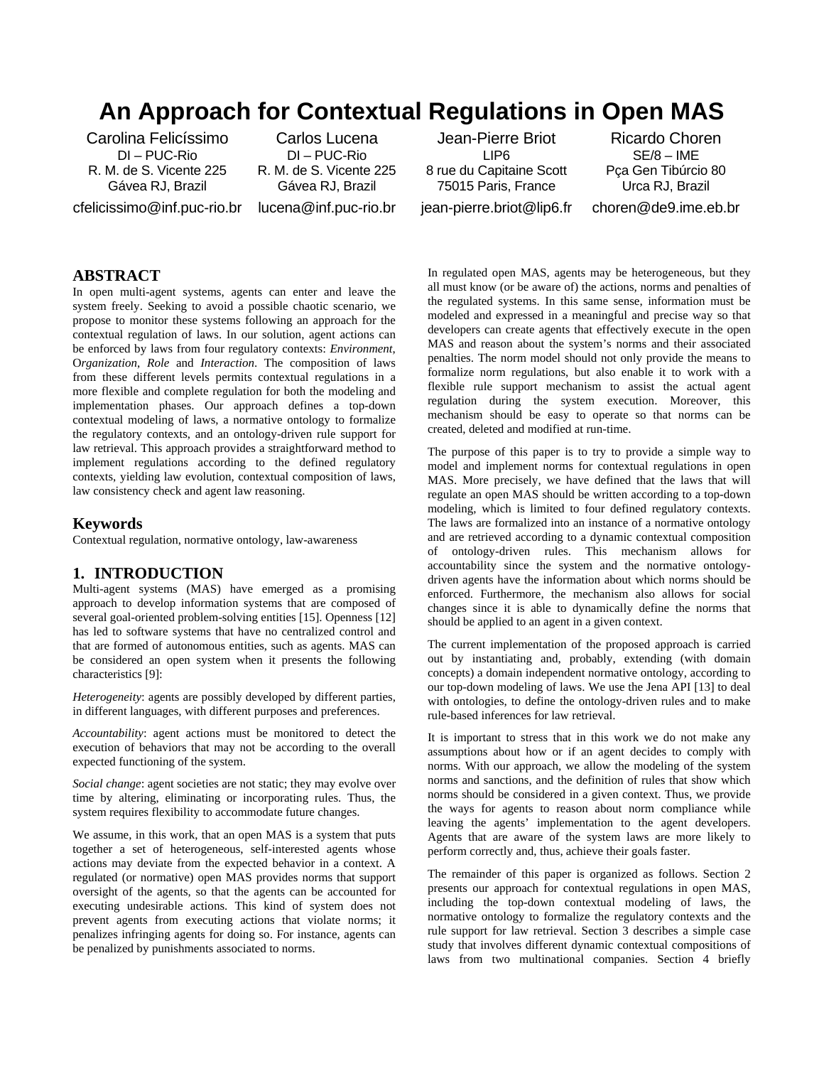# An Approach for Contextual Regulations in Open MAS

Carolina Felicíssimo
DI – PUC-Rio
R. M. de S. Vicente 225
Gávea RJ, Brazil
cfelicissimo@inf.puc-rio.br

Carlos Lucena
DI – PUC-Rio
R. M. de S. Vicente 225
Gávea RJ, Brazil
lucena@inf.puc-rio.br

Jean-Pierre Briot
LIP6
8 rue du Capitaine Scott
75015 Paris, France
jean-pierre.briot@lip6.fr

Ricardo Choren
SE/8 – IME
Pça Gen Tibúrcio 80
Urca RJ, Brazil
choren@de9.ime.eb.br

## ABSTRACT

In open multi-agent systems, agents can enter and leave the system freely. Seeking to avoid a possible chaotic scenario, we propose to monitor these systems following an approach for the contextual regulation of laws. In our solution, agent actions can be enforced by laws from four regulatory contexts: *Environment*, O*rganization*, *Role* and *Interaction*. The composition of laws from these different levels permits contextual regulations in a more flexible and complete regulation for both the modeling and implementation phases. Our approach defines a top-down contextual modeling of laws, a normative ontology to formalize the regulatory contexts, and an ontology-driven rule support for law retrieval. This approach provides a straightforward method to implement regulations according to the defined regulatory contexts, yielding law evolution, contextual composition of laws, law consistency check and agent law reasoning.

## Keywords

Contextual regulation, normative ontology, law-awareness

## 1. INTRODUCTION

Multi-agent systems (MAS) have emerged as a promising approach to develop information systems that are composed of several goal-oriented problem-solving entities [15]. Openness [12] has led to software systems that have no centralized control and that are formed of autonomous entities, such as agents. MAS can be considered an open system when it presents the following characteristics [9]:

*Heterogeneity*: agents are possibly developed by different parties, in different languages, with different purposes and preferences.

*Accountability*: agent actions must be monitored to detect the execution of behaviors that may not be according to the overall expected functioning of the system.

*Social change*: agent societies are not static; they may evolve over time by altering, eliminating or incorporating rules. Thus, the system requires flexibility to accommodate future changes.

We assume, in this work, that an open MAS is a system that puts together a set of heterogeneous, self-interested agents whose actions may deviate from the expected behavior in a context. A regulated (or normative) open MAS provides norms that support oversight of the agents, so that the agents can be accounted for executing undesirable actions. This kind of system does not prevent agents from executing actions that violate norms; it penalizes infringing agents for doing so. For instance, agents can be penalized by punishments associated to norms.

In regulated open MAS, agents may be heterogeneous, but they all must know (or be aware of) the actions, norms and penalties of the regulated systems. In this same sense, information must be modeled and expressed in a meaningful and precise way so that developers can create agents that effectively execute in the open MAS and reason about the system's norms and their associated penalties. The norm model should not only provide the means to formalize norm regulations, but also enable it to work with a flexible rule support mechanism to assist the actual agent regulation during the system execution. Moreover, this mechanism should be easy to operate so that norms can be created, deleted and modified at run-time.

The purpose of this paper is to try to provide a simple way to model and implement norms for contextual regulations in open MAS. More precisely, we have defined that the laws that will regulate an open MAS should be written according to a top-down modeling, which is limited to four defined regulatory contexts. The laws are formalized into an instance of a normative ontology and are retrieved according to a dynamic contextual composition of ontology-driven rules. This mechanism allows for accountability since the system and the normative ontology-driven agents have the information about which norms should be enforced. Furthermore, the mechanism also allows for social changes since it is able to dynamically define the norms that should be applied to an agent in a given context.

The current implementation of the proposed approach is carried out by instantiating and, probably, extending (with domain concepts) a domain independent normative ontology, according to our top-down modeling of laws. We use the Jena API [13] to deal with ontologies, to define the ontology-driven rules and to make rule-based inferences for law retrieval.

It is important to stress that in this work we do not make any assumptions about how or if an agent decides to comply with norms. With our approach, we allow the modeling of the system norms and sanctions, and the definition of rules that show which norms should be considered in a given context. Thus, we provide the ways for agents to reason about norm compliance while leaving the agents' implementation to the agent developers. Agents that are aware of the system laws are more likely to perform correctly and, thus, achieve their goals faster.

The remainder of this paper is organized as follows. Section 2 presents our approach for contextual regulations in open MAS, including the top-down contextual modeling of laws, the normative ontology to formalize the regulatory contexts and the rule support for law retrieval. Section 3 describes a simple case study that involves different dynamic contextual compositions of laws from two multinational companies. Section 4 briefly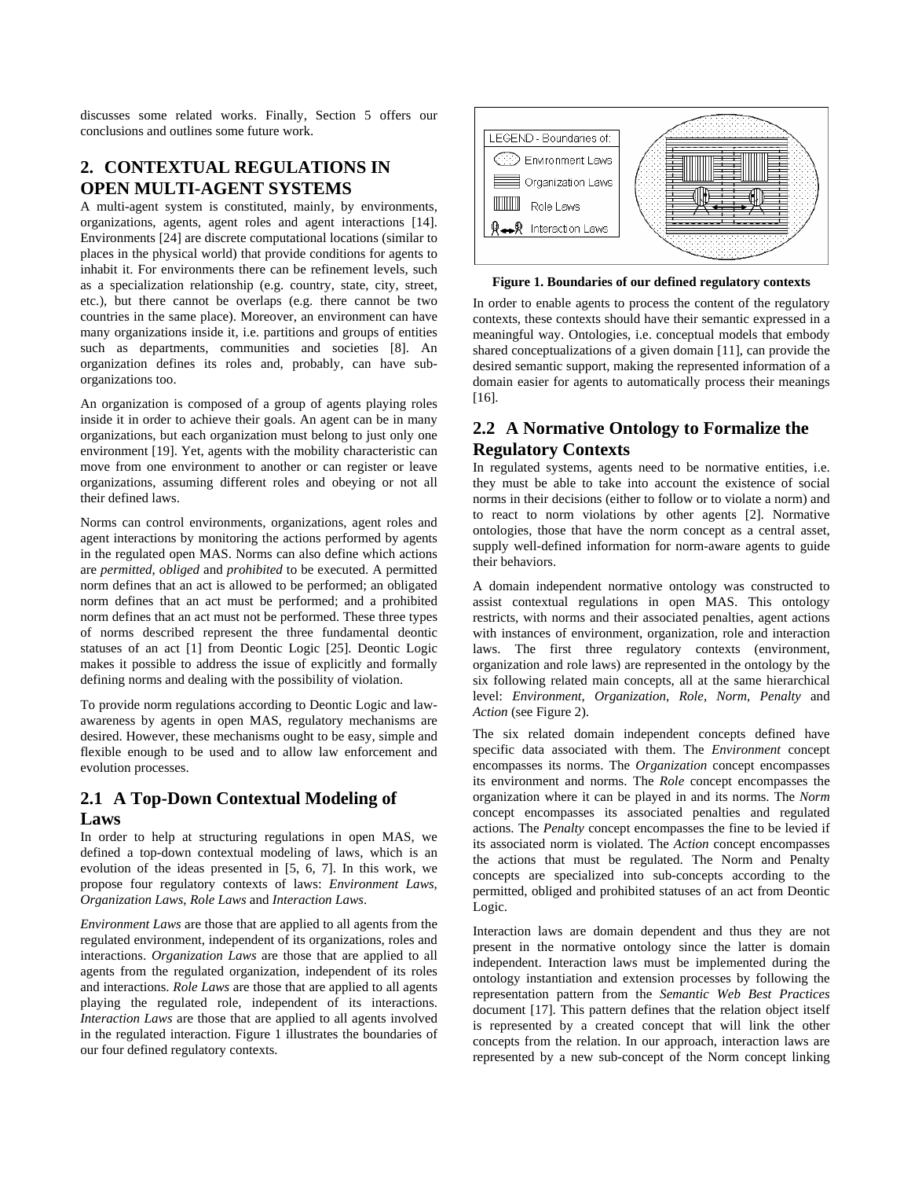discusses some related works. Finally, Section 5 offers our conclusions and outlines some future work.

## 2. CONTEXTUAL REGULATIONS IN OPEN MULTI-AGENT SYSTEMS

A multi-agent system is constituted, mainly, by environments, organizations, agents, agent roles and agent interactions [14]. Environments [24] are discrete computational locations (similar to places in the physical world) that provide conditions for agents to inhabit it. For environments there can be refinement levels, such as a specialization relationship (e.g. country, state, city, street, etc.), but there cannot be overlaps (e.g. there cannot be two countries in the same place). Moreover, an environment can have many organizations inside it, i.e. partitions and groups of entities such as departments, communities and societies [8]. An organization defines its roles and, probably, can have sub-organizations too.

An organization is composed of a group of agents playing roles inside it in order to achieve their goals. An agent can be in many organizations, but each organization must belong to just only one environment [19]. Yet, agents with the mobility characteristic can move from one environment to another or can register or leave organizations, assuming different roles and obeying or not all their defined laws.

Norms can control environments, organizations, agent roles and agent interactions by monitoring the actions performed by agents in the regulated open MAS. Norms can also define which actions are *permitted*, *obliged* and *prohibited* to be executed. A permitted norm defines that an act is allowed to be performed; an obligated norm defines that an act must be performed; and a prohibited norm defines that an act must not be performed. These three types of norms described represent the three fundamental deontic statuses of an act [1] from Deontic Logic [25]. Deontic Logic makes it possible to address the issue of explicitly and formally defining norms and dealing with the possibility of violation.

To provide norm regulations according to Deontic Logic and law-awareness by agents in open MAS, regulatory mechanisms are desired. However, these mechanisms ought to be easy, simple and flexible enough to be used and to allow law enforcement and evolution processes.

### 2.1 A Top-Down Contextual Modeling of Laws

In order to help at structuring regulations in open MAS, we defined a top-down contextual modeling of laws, which is an evolution of the ideas presented in [5, 6, 7]. In this work, we propose four regulatory contexts of laws: *Environment Laws*, *Organization Laws*, *Role Laws* and *Interaction Laws*.

*Environment Laws* are those that are applied to all agents from the regulated environment, independent of its organizations, roles and interactions. *Organization Laws* are those that are applied to all agents from the regulated organization, independent of its roles and interactions. *Role Laws* are those that are applied to all agents playing the regulated role, independent of its interactions. *Interaction Laws* are those that are applied to all agents involved in the regulated interaction. Figure 1 illustrates the boundaries of our four defined regulatory contexts.

LEGEND - Boundaries of: Environment Laws; Organization Laws; Role Laws; Interaction Laws

**Figure 1. Boundaries of our defined regulatory contexts**

In order to enable agents to process the content of the regulatory contexts, these contexts should have their semantic expressed in a meaningful way. Ontologies, i.e. conceptual models that embody shared conceptualizations of a given domain [11], can provide the desired semantic support, making the represented information of a domain easier for agents to automatically process their meanings [16].

### 2.2 A Normative Ontology to Formalize the Regulatory Contexts

In regulated systems, agents need to be normative entities, i.e. they must be able to take into account the existence of social norms in their decisions (either to follow or to violate a norm) and to react to norm violations by other agents [2]. Normative ontologies, those that have the norm concept as a central asset, supply well-defined information for norm-aware agents to guide their behaviors.

A domain independent normative ontology was constructed to assist contextual regulations in open MAS. This ontology restricts, with norms and their associated penalties, agent actions with instances of environment, organization, role and interaction laws. The first three regulatory contexts (environment, organization and role laws) are represented in the ontology by the six following related main concepts, all at the same hierarchical level: *Environment*, *Organization*, *Role*, *Norm*, *Penalty* and *Action* (see Figure 2).

The six related domain independent concepts defined have specific data associated with them. The *Environment* concept encompasses its norms. The *Organization* concept encompasses its environment and norms. The *Role* concept encompasses the organization where it can be played in and its norms. The *Norm* concept encompasses its associated penalties and regulated actions. The *Penalty* concept encompasses the fine to be levied if its associated norm is violated. The *Action* concept encompasses the actions that must be regulated. The Norm and Penalty concepts are specialized into sub-concepts according to the permitted, obliged and prohibited statuses of an act from Deontic Logic.

Interaction laws are domain dependent and thus they are not present in the normative ontology since the latter is domain independent. Interaction laws must be implemented during the ontology instantiation and extension processes by following the representation pattern from the *Semantic Web Best Practices* document [17]. This pattern defines that the relation object itself is represented by a created concept that will link the other concepts from the relation. In our approach, interaction laws are represented by a new sub-concept of the Norm concept linking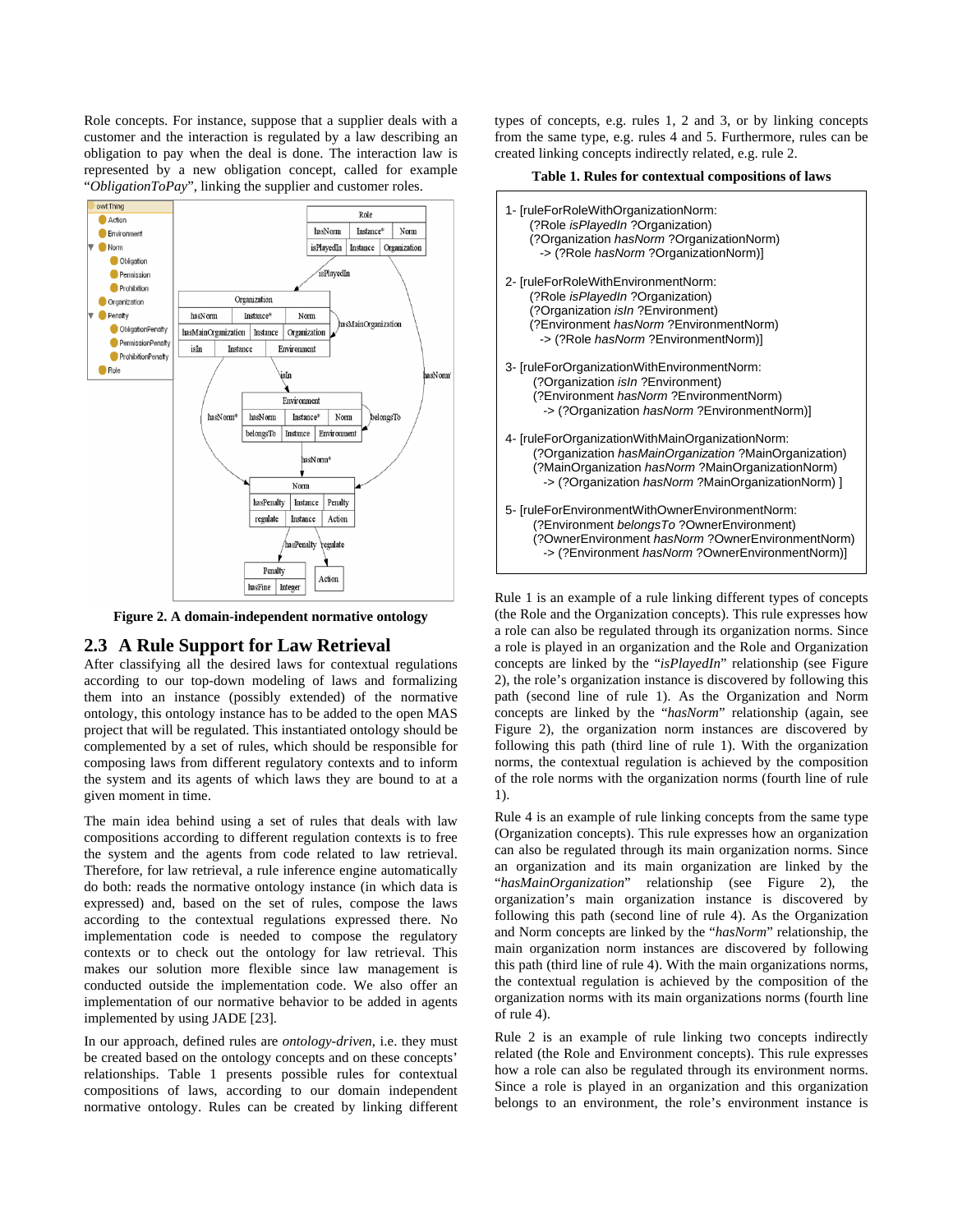Role concepts. For instance, suppose that a supplier deals with a customer and the interaction is regulated by a law describing an obligation to pay when the deal is done. The interaction law is represented by a new obligation concept, called for example "*ObligationToPay*", linking the supplier and customer roles.

**Figure 2. A domain-independent normative ontology**

## 2.3 A Rule Support for Law Retrieval

After classifying all the desired laws for contextual regulations according to our top-down modeling of laws and formalizing them into an instance (possibly extended) of the normative ontology, this ontology instance has to be added to the open MAS project that will be regulated. This instantiated ontology should be complemented by a set of rules, which should be responsible for composing laws from different regulatory contexts and to inform the system and its agents of which laws they are bound to at a given moment in time.

The main idea behind using a set of rules that deals with law compositions according to different regulation contexts is to free the system and the agents from code related to law retrieval. Therefore, for law retrieval, a rule inference engine automatically do both: reads the normative ontology instance (in which data is expressed) and, based on the set of rules, compose the laws according to the contextual regulations expressed there. No implementation code is needed to compose the regulatory contexts or to check out the ontology for law retrieval. This makes our solution more flexible since law management is conducted outside the implementation code. We also offer an implementation of our normative behavior to be added in agents implemented by using JADE [23].

In our approach, defined rules are *ontology-driven*, i.e. they must be created based on the ontology concepts and on these concepts' relationships. Table 1 presents possible rules for contextual compositions of laws, according to our domain independent normative ontology. Rules can be created by linking different types of concepts, e.g. rules 1, 2 and 3, or by linking concepts from the same type, e.g. rules 4 and 5. Furthermore, rules can be created linking concepts indirectly related, e.g. rule 2.

**Table 1. Rules for contextual compositions of laws**

```
1- [ruleForRoleWithOrganizationNorm:
     (?Role isPlayedIn ?Organization)
     (?Organization hasNorm ?OrganizationNorm)
       -> (?Role hasNorm ?OrganizationNorm)]

2- [ruleForRoleWithEnvironmentNorm:
     (?Role isPlayedIn ?Organization)
     (?Organization isIn ?Environment)
     (?Environment hasNorm ?EnvironmentNorm)
       -> (?Role hasNorm ?EnvironmentNorm)]

3- [ruleForOrganizationWithEnvironmentNorm:
     (?Organization isIn ?Environment)
     (?Environment hasNorm ?EnvironmentNorm)
       -> (?Organization hasNorm ?EnvironmentNorm)]

4- [ruleForOrganizationWithMainOrganizationNorm:
     (?Organization hasMainOrganization ?MainOrganization)
     (?MainOrganization hasNorm ?MainOrganizationNorm)
       -> (?Organization hasNorm ?MainOrganizationNorm) ]

5- [ruleForEnvironmentWithOwnerEnvironmentNorm:
     (?Environment belongsTo ?OwnerEnvironment)
     (?OwnerEnvironment hasNorm ?OwnerEnvironmentNorm)
       -> (?Environment hasNorm ?OwnerEnvironmentNorm)]
```

Rule 1 is an example of a rule linking different types of concepts (the Role and the Organization concepts). This rule expresses how a role can also be regulated through its organization norms. Since a role is played in an organization and the Role and Organization concepts are linked by the "*isPlayedIn*" relationship (see Figure 2), the role's organization instance is discovered by following this path (second line of rule 1). As the Organization and Norm concepts are linked by the "*hasNorm*" relationship (again, see Figure 2), the organization norm instances are discovered by following this path (third line of rule 1). With the organization norms, the contextual regulation is achieved by the composition of the role norms with the organization norms (fourth line of rule 1).

Rule 4 is an example of rule linking concepts from the same type (Organization concepts). This rule expresses how an organization can also be regulated through its main organization norms. Since an organization and its main organization are linked by the "*hasMainOrganization*" relationship (see Figure 2), the organization's main organization instance is discovered by following this path (second line of rule 4). As the Organization and Norm concepts are linked by the "*hasNorm*" relationship, the main organization norm instances are discovered by following this path (third line of rule 4). With the main organizations norms, the contextual regulation is achieved by the composition of the organization norms with its main organizations norms (fourth line of rule 4).

Rule 2 is an example of rule linking two concepts indirectly related (the Role and Environment concepts). This rule expresses how a role can also be regulated through its environment norms. Since a role is played in an organization and this organization belongs to an environment, the role's environment instance is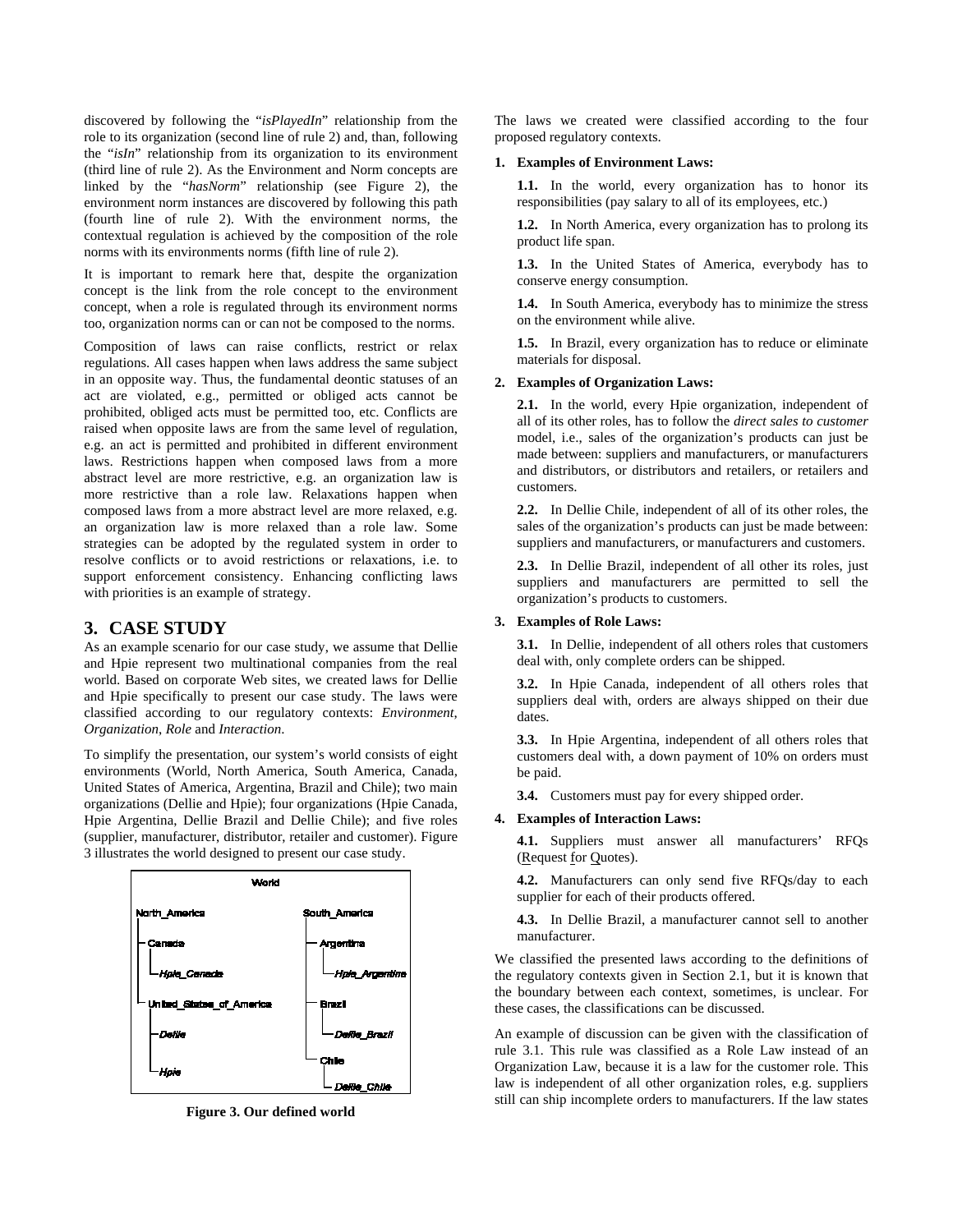discovered by following the "*isPlayedIn*" relationship from the role to its organization (second line of rule 2) and, than, following the "*isIn*" relationship from its organization to its environment (third line of rule 2). As the Environment and Norm concepts are linked by the "*hasNorm*" relationship (see Figure 2), the environment norm instances are discovered by following this path (fourth line of rule 2). With the environment norms, the contextual regulation is achieved by the composition of the role norms with its environments norms (fifth line of rule 2).

It is important to remark here that, despite the organization concept is the link from the role concept to the environment concept, when a role is regulated through its environment norms too, organization norms can or can not be composed to the norms.

Composition of laws can raise conflicts, restrict or relax regulations. All cases happen when laws address the same subject in an opposite way. Thus, the fundamental deontic statuses of an act are violated, e.g., permitted or obliged acts cannot be prohibited, obliged acts must be permitted too, etc. Conflicts are raised when opposite laws are from the same level of regulation, e.g. an act is permitted and prohibited in different environment laws. Restrictions happen when composed laws from a more abstract level are more restrictive, e.g. an organization law is more restrictive than a role law. Relaxations happen when composed laws from a more abstract level are more relaxed, e.g. an organization law is more relaxed than a role law. Some strategies can be adopted by the regulated system in order to resolve conflicts or to avoid restrictions or relaxations, i.e. to support enforcement consistency. Enhancing conflicting laws with priorities is an example of strategy.

# 3. CASE STUDY

As an example scenario for our case study, we assume that Dellie and Hpie represent two multinational companies from the real world. Based on corporate Web sites, we created laws for Dellie and Hpie specifically to present our case study. The laws were classified according to our regulatory contexts: *Environment*, *Organization*, *Role* and *Interaction*.

To simplify the presentation, our system's world consists of eight environments (World, North America, South America, Canada, United States of America, Argentina, Brazil and Chile); two main organizations (Dellie and Hpie); four organizations (Hpie Canada, Hpie Argentina, Dellie Brazil and Dellie Chile); and five roles (supplier, manufacturer, distributor, retailer and customer). Figure 3 illustrates the world designed to present our case study.

```
World
North_America                    South_America
  Canada                           Argentina
    Hpie_Canada                      Hpie_Argentina
  United_States_of_America         Brazil
    Dellie                           Dellie_Brazil
    Hpie                           Chile
                                     Dellie_Chile
```

**Figure 3. Our defined world**

The laws we created were classified according to the four proposed regulatory contexts.

**1. Examples of Environment Laws:**

**1.1.** In the world, every organization has to honor its responsibilities (pay salary to all of its employees, etc.)

**1.2.** In North America, every organization has to prolong its product life span.

**1.3.** In the United States of America, everybody has to conserve energy consumption.

**1.4.** In South America, everybody has to minimize the stress on the environment while alive.

**1.5.** In Brazil, every organization has to reduce or eliminate materials for disposal.

**2. Examples of Organization Laws:**

**2.1.** In the world, every Hpie organization, independent of all of its other roles, has to follow the *direct sales to customer* model, i.e., sales of the organization's products can just be made between: suppliers and manufacturers, or manufacturers and distributors, or distributors and retailers, or retailers and customers.

**2.2.** In Dellie Chile, independent of all of its other roles, the sales of the organization's products can just be made between: suppliers and manufacturers, or manufacturers and customers.

**2.3.** In Dellie Brazil, independent of all other its roles, just suppliers and manufacturers are permitted to sell the organization's products to customers.

**3. Examples of Role Laws:**

**3.1.** In Dellie, independent of all others roles that customers deal with, only complete orders can be shipped.

**3.2.** In Hpie Canada, independent of all others roles that suppliers deal with, orders are always shipped on their due dates.

**3.3.** In Hpie Argentina, independent of all others roles that customers deal with, a down payment of 10% on orders must be paid.

**3.4.** Customers must pay for every shipped order.

**4. Examples of Interaction Laws:**

**4.1.** Suppliers must answer all manufacturers' RFQs (Request for Quotes).

**4.2.** Manufacturers can only send five RFQs/day to each supplier for each of their products offered.

**4.3.** In Dellie Brazil, a manufacturer cannot sell to another manufacturer.

We classified the presented laws according to the definitions of the regulatory contexts given in Section 2.1, but it is known that the boundary between each context, sometimes, is unclear. For these cases, the classifications can be discussed.

An example of discussion can be given with the classification of rule 3.1. This rule was classified as a Role Law instead of an Organization Law, because it is a law for the customer role. This law is independent of all other organization roles, e.g. suppliers still can ship incomplete orders to manufacturers. If the law states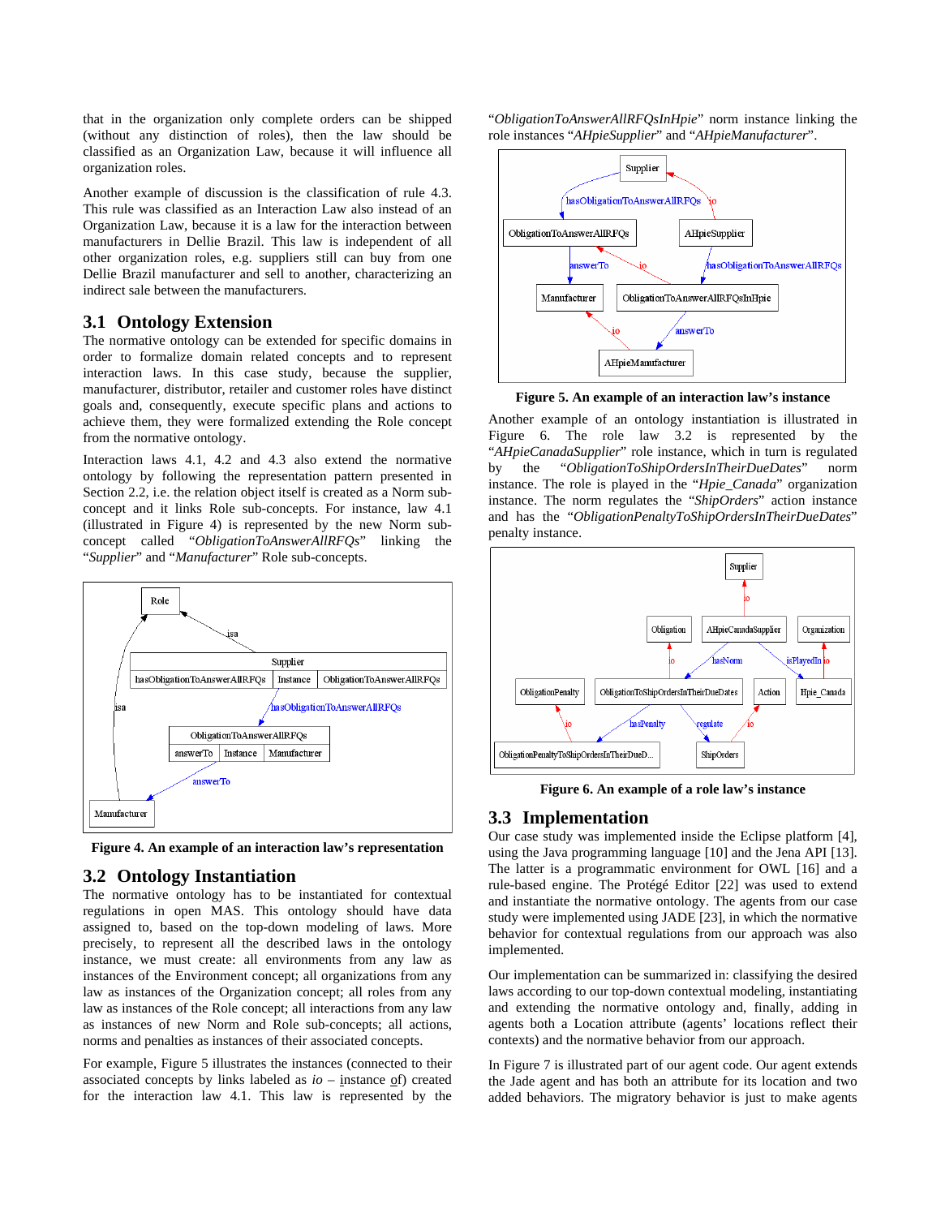that in the organization only complete orders can be shipped (without any distinction of roles), then the law should be classified as an Organization Law, because it will influence all organization roles.

Another example of discussion is the classification of rule 4.3. This rule was classified as an Interaction Law also instead of an Organization Law, because it is a law for the interaction between manufacturers in Dellie Brazil. This law is independent of all other organization roles, e.g. suppliers still can buy from one Dellie Brazil manufacturer and sell to another, characterizing an indirect sale between the manufacturers.

## 3.1 Ontology Extension

The normative ontology can be extended for specific domains in order to formalize domain related concepts and to represent interaction laws. In this case study, because the supplier, manufacturer, distributor, retailer and customer roles have distinct goals and, consequently, execute specific plans and actions to achieve them, they were formalized extending the Role concept from the normative ontology.

Interaction laws 4.1, 4.2 and 4.3 also extend the normative ontology by following the representation pattern presented in Section 2.2, i.e. the relation object itself is created as a Norm sub-concept and it links Role sub-concepts. For instance, law 4.1 (illustrated in Figure 4) is represented by the new Norm sub-concept called "*ObligationToAnswerAllRFQs*" linking the "*Supplier*" and "*Manufacturer*" Role sub-concepts.

**Figure 4. An example of an interaction law's representation**

## 3.2 Ontology Instantiation

The normative ontology has to be instantiated for contextual regulations in open MAS. This ontology should have data assigned to, based on the top-down modeling of laws. More precisely, to represent all the described laws in the ontology instance, we must create: all environments from any law as instances of the Environment concept; all organizations from any law as instances of the Organization concept; all roles from any law as instances of the Role concept; all interactions from any law as instances of new Norm and Role sub-concepts; all actions, norms and penalties as instances of their associated concepts.

For example, Figure 5 illustrates the instances (connected to their associated concepts by links labeled as *io* – instance of) created for the interaction law 4.1. This law is represented by the "*ObligationToAnswerAllRFQsInHpie*" norm instance linking the role instances "*AHpieSupplier*" and "*AHpieManufacturer*".

**Figure 5. An example of an interaction law's instance**

Another example of an ontology instantiation is illustrated in Figure 6. The role law 3.2 is represented by the "*AHpieCanadaSupplier*" role instance, which in turn is regulated by the "*ObligationToShipOrdersInTheirDueDates*" norm instance. The role is played in the "*Hpie_Canada*" organization instance. The norm regulates the "*ShipOrders*" action instance and has the "*ObligationPenaltyToShipOrdersInTheirDueDates*" penalty instance.

**Figure 6. An example of a role law's instance**

## 3.3 Implementation

Our case study was implemented inside the Eclipse platform [4], using the Java programming language [10] and the Jena API [13]. The latter is a programmatic environment for OWL [16] and a rule-based engine. The Protégé Editor [22] was used to extend and instantiate the normative ontology. The agents from our case study were implemented using JADE [23], in which the normative behavior for contextual regulations from our approach was also implemented.

Our implementation can be summarized in: classifying the desired laws according to our top-down contextual modeling, instantiating and extending the normative ontology and, finally, adding in agents both a Location attribute (agents' locations reflect their contexts) and the normative behavior from our approach.

In Figure 7 is illustrated part of our agent code. Our agent extends the Jade agent and has both an attribute for its location and two added behaviors. The migratory behavior is just to make agents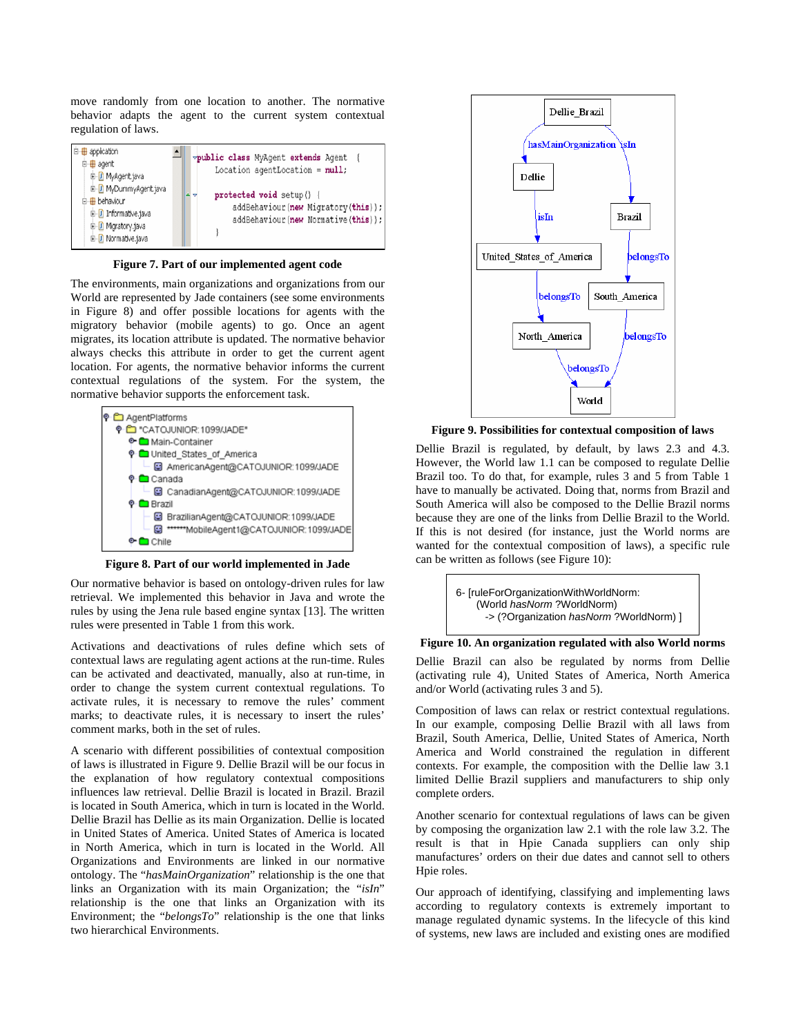move randomly from one location to another. The normative behavior adapts the agent to the current system contextual regulation of laws.

```
public class MyAgent extends Agent {
    Location agentLocation = null;

    protected void setup() {
        addBehaviour(new Migratory(this));
        addBehaviour(new Normative(this));
    }
```

**Figure 7. Part of our implemented agent code**

The environments, main organizations and organizations from our World are represented by Jade containers (see some environments in Figure 8) and offer possible locations for agents with the migratory behavior (mobile agents) to go. Once an agent migrates, its location attribute is updated. The normative behavior always checks this attribute in order to get the current agent location. For agents, the normative behavior informs the current contextual regulations of the system. For the system, the normative behavior supports the enforcement task.

**Figure 8. Part of our world implemented in Jade**

Our normative behavior is based on ontology-driven rules for law retrieval. We implemented this behavior in Java and wrote the rules by using the Jena rule based engine syntax [13]. The written rules were presented in Table 1 from this work.

Activations and deactivations of rules define which sets of contextual laws are regulating agent actions at the run-time. Rules can be activated and deactivated, manually, also at run-time, in order to change the system current contextual regulations. To activate rules, it is necessary to remove the rules' comment marks; to deactivate rules, it is necessary to insert the rules' comment marks, both in the set of rules.

A scenario with different possibilities of contextual composition of laws is illustrated in Figure 9. Dellie Brazil will be our focus in the explanation of how regulatory contextual compositions influences law retrieval. Dellie Brazil is located in Brazil. Brazil is located in South America, which in turn is located in the World. Dellie Brazil has Dellie as its main Organization. Dellie is located in United States of America. United States of America is located in North America, which in turn is located in the World. All Organizations and Environments are linked in our normative ontology. The "*hasMainOrganization*" relationship is the one that links an Organization with its main Organization; the "*isIn*" relationship is the one that links an Organization with its Environment; the "*belongsTo*" relationship is the one that links two hierarchical Environments.

**Figure 9. Possibilities for contextual composition of laws**

Dellie Brazil is regulated, by default, by laws 2.3 and 4.3. However, the World law 1.1 can be composed to regulate Dellie Brazil too. To do that, for example, rules 3 and 5 from Table 1 have to manually be activated. Doing that, norms from Brazil and South America will also be composed to the Dellie Brazil norms because they are one of the links from Dellie Brazil to the World. If this is not desired (for instance, just the World norms are wanted for the contextual composition of laws), a specific rule can be written as follows (see Figure 10):

```
6- [ruleForOrganizationWithWorldNorm:
    (World hasNorm ?WorldNorm)
     -> (?Organization hasNorm ?WorldNorm) ]
```

**Figure 10. An organization regulated with also World norms**

Dellie Brazil can also be regulated by norms from Dellie (activating rule 4), United States of America, North America and/or World (activating rules 3 and 5).

Composition of laws can relax or restrict contextual regulations. In our example, composing Dellie Brazil with all laws from Brazil, South America, Dellie, United States of America, North America and World constrained the regulation in different contexts. For example, the composition with the Dellie law 3.1 limited Dellie Brazil suppliers and manufacturers to ship only complete orders.

Another scenario for contextual regulations of laws can be given by composing the organization law 2.1 with the role law 3.2. The result is that in Hpie Canada suppliers can only ship manufactures' orders on their due dates and cannot sell to others Hpie roles.

Our approach of identifying, classifying and implementing laws according to regulatory contexts is extremely important to manage regulated dynamic systems. In the lifecycle of this kind of systems, new laws are included and existing ones are modified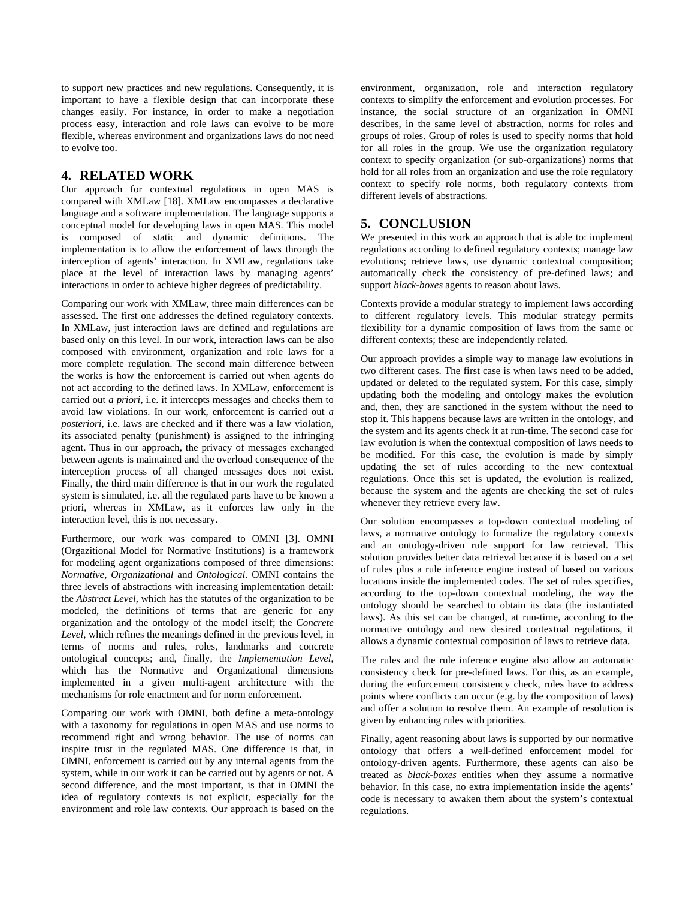to support new practices and new regulations. Consequently, it is important to have a flexible design that can incorporate these changes easily. For instance, in order to make a negotiation process easy, interaction and role laws can evolve to be more flexible, whereas environment and organizations laws do not need to evolve too.

## 4. RELATED WORK

Our approach for contextual regulations in open MAS is compared with XMLaw [18]. XMLaw encompasses a declarative language and a software implementation. The language supports a conceptual model for developing laws in open MAS. This model is composed of static and dynamic definitions. The implementation is to allow the enforcement of laws through the interception of agents' interaction. In XMLaw, regulations take place at the level of interaction laws by managing agents' interactions in order to achieve higher degrees of predictability.

Comparing our work with XMLaw, three main differences can be assessed. The first one addresses the defined regulatory contexts. In XMLaw, just interaction laws are defined and regulations are based only on this level. In our work, interaction laws can be also composed with environment, organization and role laws for a more complete regulation. The second main difference between the works is how the enforcement is carried out when agents do not act according to the defined laws. In XMLaw, enforcement is carried out *a priori*, i.e. it intercepts messages and checks them to avoid law violations. In our work, enforcement is carried out *a posteriori*, i.e. laws are checked and if there was a law violation, its associated penalty (punishment) is assigned to the infringing agent. Thus in our approach, the privacy of messages exchanged between agents is maintained and the overload consequence of the interception process of all changed messages does not exist. Finally, the third main difference is that in our work the regulated system is simulated, i.e. all the regulated parts have to be known a priori, whereas in XMLaw, as it enforces law only in the interaction level, this is not necessary.

Furthermore, our work was compared to OMNI [3]. OMNI (Orgazitional Model for Normative Institutions) is a framework for modeling agent organizations composed of three dimensions: *Normative*, *Organizational* and *Ontological*. OMNI contains the three levels of abstractions with increasing implementation detail: the *Abstract Level*, which has the statutes of the organization to be modeled, the definitions of terms that are generic for any organization and the ontology of the model itself; the *Concrete Level*, which refines the meanings defined in the previous level, in terms of norms and rules, roles, landmarks and concrete ontological concepts; and, finally, the *Implementation Level*, which has the Normative and Organizational dimensions implemented in a given multi-agent architecture with the mechanisms for role enactment and for norm enforcement.

Comparing our work with OMNI, both define a meta-ontology with a taxonomy for regulations in open MAS and use norms to recommend right and wrong behavior. The use of norms can inspire trust in the regulated MAS. One difference is that, in OMNI, enforcement is carried out by any internal agents from the system, while in our work it can be carried out by agents or not. A second difference, and the most important, is that in OMNI the idea of regulatory contexts is not explicit, especially for the environment and role law contexts. Our approach is based on the environment, organization, role and interaction regulatory contexts to simplify the enforcement and evolution processes. For instance, the social structure of an organization in OMNI describes, in the same level of abstraction, norms for roles and groups of roles. Group of roles is used to specify norms that hold for all roles in the group. We use the organization regulatory context to specify organization (or sub-organizations) norms that hold for all roles from an organization and use the role regulatory context to specify role norms, both regulatory contexts from different levels of abstractions.

## 5. CONCLUSION

We presented in this work an approach that is able to: implement regulations according to defined regulatory contexts; manage law evolutions; retrieve laws, use dynamic contextual composition; automatically check the consistency of pre-defined laws; and support *black-boxes* agents to reason about laws.

Contexts provide a modular strategy to implement laws according to different regulatory levels. This modular strategy permits flexibility for a dynamic composition of laws from the same or different contexts; these are independently related.

Our approach provides a simple way to manage law evolutions in two different cases. The first case is when laws need to be added, updated or deleted to the regulated system. For this case, simply updating both the modeling and ontology makes the evolution and, then, they are sanctioned in the system without the need to stop it. This happens because laws are written in the ontology, and the system and its agents check it at run-time. The second case for law evolution is when the contextual composition of laws needs to be modified. For this case, the evolution is made by simply updating the set of rules according to the new contextual regulations. Once this set is updated, the evolution is realized, because the system and the agents are checking the set of rules whenever they retrieve every law.

Our solution encompasses a top-down contextual modeling of laws, a normative ontology to formalize the regulatory contexts and an ontology-driven rule support for law retrieval. This solution provides better data retrieval because it is based on a set of rules plus a rule inference engine instead of based on various locations inside the implemented codes. The set of rules specifies, according to the top-down contextual modeling, the way the ontology should be searched to obtain its data (the instantiated laws). As this set can be changed, at run-time, according to the normative ontology and new desired contextual regulations, it allows a dynamic contextual composition of laws to retrieve data.

The rules and the rule inference engine also allow an automatic consistency check for pre-defined laws. For this, as an example, during the enforcement consistency check, rules have to address points where conflicts can occur (e.g. by the composition of laws) and offer a solution to resolve them. An example of resolution is given by enhancing rules with priorities.

Finally, agent reasoning about laws is supported by our normative ontology that offers a well-defined enforcement model for ontology-driven agents. Furthermore, these agents can also be treated as *black-boxes* entities when they assume a normative behavior. In this case, no extra implementation inside the agents' code is necessary to awaken them about the system's contextual regulations.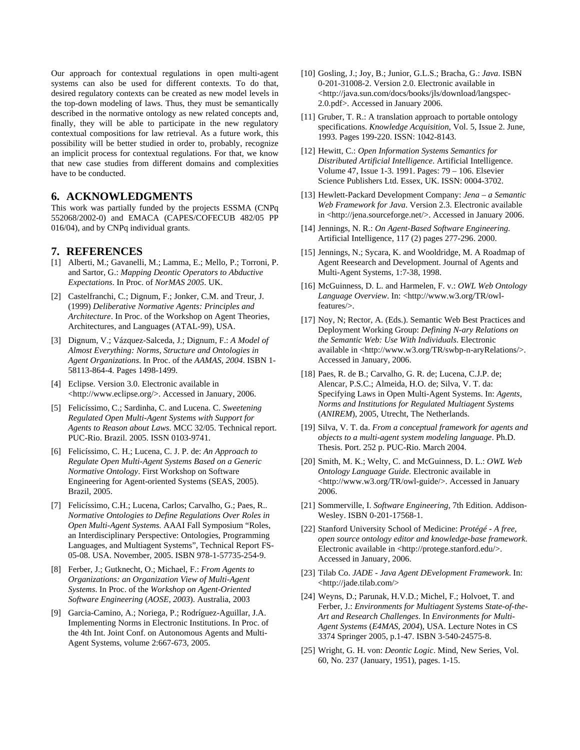Our approach for contextual regulations in open multi-agent systems can also be used for different contexts. To do that, desired regulatory contexts can be created as new model levels in the top-down modeling of laws. Thus, they must be semantically described in the normative ontology as new related concepts and, finally, they will be able to participate in the new regulatory contextual compositions for law retrieval. As a future work, this possibility will be better studied in order to, probably, recognize an implicit process for contextual regulations. For that, we know that new case studies from different domains and complexities have to be conducted.

## 6. ACKNOWLEDGMENTS

This work was partially funded by the projects ESSMA (CNPq 552068/2002-0) and EMACA (CAPES/COFECUB 482/05 PP 016/04), and by CNPq individual grants.

## 7. REFERENCES

[1] Alberti, M.; Gavanelli, M.; Lamma, E.; Mello, P.; Torroni, P. and Sartor, G.: *Mapping Deontic Operators to Abductive Expectations*. In Proc. of *NorMAS 2005*. UK.

[2] Castelfranchi, C.; Dignum, F.; Jonker, C.M. and Treur, J. (1999) *Deliberative Normative Agents: Principles and Architecture*. In Proc. of the Workshop on Agent Theories, Architectures, and Languages (ATAL-99), USA.

[3] Dignum, V.; Vázquez-Salceda, J.; Dignum, F.: *A Model of Almost Everything: Norms, Structure and Ontologies in Agent Organizations*. In Proc. of the *AAMAS, 2004*. ISBN 1-58113-864-4. Pages 1498-1499.

[4] Eclipse. Version 3.0. Electronic available in <http://www.eclipse.org/>. Accessed in January, 2006.

[5] Felicíssimo, C.; Sardinha, C. and Lucena. C. *Sweetening Regulated Open Multi-Agent Systems with Support for Agents to Reason about Laws*. MCC 32/05. Technical report. PUC-Rio. Brazil. 2005. ISSN 0103-9741.

[6] Felicíssimo, C. H.; Lucena, C. J. P. de: *An Approach to Regulate Open Multi-Agent Systems Based on a Generic Normative Ontology*. First Workshop on Software Engineering for Agent-oriented Systems (SEAS, 2005). Brazil, 2005.

[7] Felicíssimo, C.H.; Lucena, Carlos; Carvalho, G.; Paes, R.. *Normative Ontologies to Define Regulations Over Roles in Open Multi-Agent Systems.* AAAI Fall Symposium "Roles, an Interdisciplinary Perspective: Ontologies, Programming Languages, and Multiagent Systems", Technical Report FS-05-08. USA. November, 2005. ISBN 978-1-57735-254-9.

[8] Ferber, J.; Gutknecht, O.; Michael, F.: *From Agents to Organizations: an Organization View of Multi-Agent Systems*. In Proc. of the *Workshop on Agent-Oriented Software Engineering* (*AOSE, 2003*). Australia, 2003

[9] Garcia-Camino, A.; Noriega, P.; Rodríguez-Aguillar, J.A. Implementing Norms in Electronic Institutions. In Proc. of the 4th Int. Joint Conf. on Autonomous Agents and Multi-Agent Systems, volume 2:667-673, 2005.

[10] Gosling, J.; Joy, B.; Junior, G.L.S.; Bracha, G.: *Java*. ISBN 0-201-31008-2. Version 2.0. Electronic available in <http://java.sun.com/docs/books/jls/download/langspec-2.0.pdf>. Accessed in January 2006.

[11] Gruber, T. R.: A translation approach to portable ontology specifications. *Knowledge Acquisition*, Vol. 5, Issue 2. June, 1993. Pages 199-220. ISSN: 1042-8143.

[12] Hewitt, C.: *Open Information Systems Semantics for Distributed Artificial Intelligence*. Artificial Intelligence. Volume 47, Issue 1-3. 1991. Pages: 79 – 106. Elsevier Science Publishers Ltd. Essex, UK. ISSN: 0004-3702.

[13] Hewlett-Packard Development Company: *Jena – a Semantic Web Framework for Java*. Version 2.3. Electronic available in <http://jena.sourceforge.net/>. Accessed in January 2006.

[14] Jennings, N. R.: *On Agent-Based Software Engineering*. Artificial Intelligence, 117 (2) pages 277-296. 2000.

[15] Jennings, N.; Sycara, K. and Wooldridge, M. A Roadmap of Agent Reesearch and Development. Journal of Agents and Multi-Agent Systems, 1:7-38, 1998.

[16] McGuinness, D. L. and Harmelen, F. v.: *OWL Web Ontology Language Overview*. In: <http://www.w3.org/TR/owl-features/>.

[17] Noy, N; Rector, A. (Eds.). Semantic Web Best Practices and Deployment Working Group: *Defining N-ary Relations on the Semantic Web: Use With Individuals*. Electronic available in <http://www.w3.org/TR/swbp-n-aryRelations/>. Accessed in January, 2006.

[18] Paes, R. de B.; Carvalho, G. R. de; Lucena, C.J.P. de; Alencar, P.S.C.; Almeida, H.O. de; Silva, V. T. da: Specifying Laws in Open Multi-Agent Systems. In: *Agents, Norms and Institutions for Regulated Multiagent Systems* (*ANIREM*), 2005, Utrecht, The Netherlands.

[19] Silva, V. T. da. *From a conceptual framework for agents and objects to a multi-agent system modeling language*. Ph.D. Thesis. Port. 252 p. PUC-Rio. March 2004.

[20] Smith, M. K.; Welty, C. and McGuinness, D. L.: *OWL Web Ontology Language Guide*. Electronic available in <http://www.w3.org/TR/owl-guide/>. Accessed in January 2006.

[21] Sommerville, I. *Software Engineering,* 7th Edition. Addison-Wesley. ISBN 0-201-17568-1.

[22] Stanford University School of Medicine: *Protégé - A free, open source ontology editor and knowledge-base framework*. Electronic available in <http://protege.stanford.edu/>. Accessed in January, 2006.

[23] Tilab Co. *JADE - Java Agent DEvelopment Framework*. In: <http://jade.tilab.com/>

[24] Weyns, D.; Parunak, H.V.D.; Michel, F.; Holvoet, T. and Ferber, J.: *Environments for Multiagent Systems State-of-the-Art and Research Challenges*. In *Environments for Multi-Agent Systems* (*E4MAS, 2004*), USA. Lecture Notes in CS 3374 Springer 2005, p.1-47. ISBN 3-540-24575-8.

[25] Wright, G. H. von: *Deontic Logic*. Mind, New Series, Vol. 60, No. 237 (January, 1951), pages. 1-15.